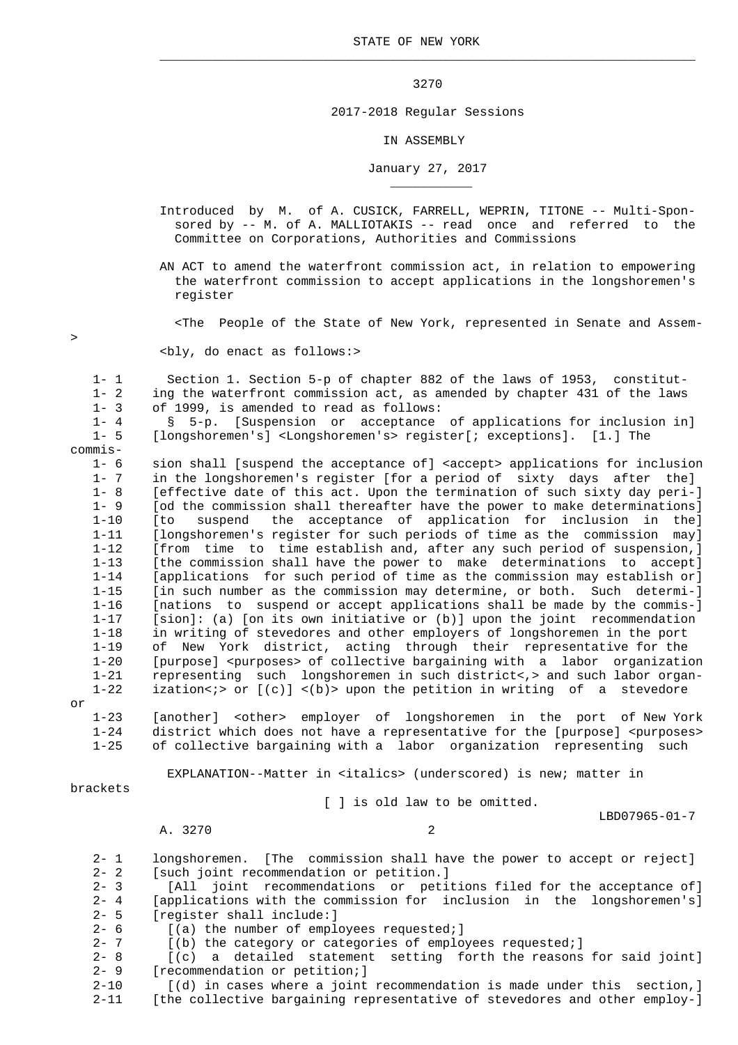STATE OF NEW YORK

---

3270

2017-2018 Regular Sessions

IN ASSEMBLY

January 27, 2017

---

Introduced by M. of A. CUSICK, FARRELL, WEPRIN, TITONE -- Multi-Sponsored by -- M. of A. MALLIOTAKIS -- read once and referred to the Committee on Corporations, Authorities and Commissions

AN ACT to amend the waterfront commission act, in relation to empowering the waterfront commission to accept applications in the longshoremen's register

<The People of the State of New York, represented in Senate and Assem->
<bly, do enact as follows:>

1- 1 Section 1. Section 5-p of chapter 882 of the laws of 1953, constitut-
1- 2 ing the waterfront commission act, as amended by chapter 431 of the laws
1- 3 of 1999, is amended to read as follows:
1- 4 § 5-p. [Suspension or acceptance of applications for inclusion in]
1- 5 [longshoremen's] <Longshoremen's> register[; exceptions]. [1.] The commis-
1- 6 sion shall [suspend the acceptance of] <accept> applications for inclusion
1- 7 in the longshoremen's register [for a period of sixty days after the]
1- 8 [effective date of this act. Upon the termination of such sixty day peri-]
1- 9 [od the commission shall thereafter have the power to make determinations]
1-10 [to suspend the acceptance of application for inclusion in the]
1-11 [longshoremen's register for such periods of time as the commission may]
1-12 [from time to time establish and, after any such period of suspension,]
1-13 [the commission shall have the power to make determinations to accept]
1-14 [applications for such period of time as the commission may establish or]
1-15 [in such number as the commission may determine, or both. Such determi-]
1-16 [nations to suspend or accept applications shall be made by the commis-]
1-17 [sion]: (a) [on its own initiative or (b)] upon the joint recommendation
1-18 in writing of stevedores and other employers of longshoremen in the port
1-19 of New York district, acting through their representative for the
1-20 [purpose] <purposes> of collective bargaining with a labor organization
1-21 representing such longshoremen in such district<,> and such labor organ-
1-22 ization<;> or [(c)] <(b)> upon the petition in writing of a stevedore or
1-23 [another] <other> employer of longshoremen in the port of New York
1-24 district which does not have a representative for the [purpose] <purposes>
1-25 of collective bargaining with a labor organization representing such

EXPLANATION--Matter in <italics> (underscored) is new; matter in brackets
[ ] is old law to be omitted.

LBD07965-01-7

2- 1 longshoremen. [The commission shall have the power to accept or reject]
2- 2 [such joint recommendation or petition.]
2- 3 [All joint recommendations or petitions filed for the acceptance of]
2- 4 [applications with the commission for inclusion in the longshoremen's]
2- 5 [register shall include:]
2- 6 [(a) the number of employees requested;]
2- 7 [(b) the category or categories of employees requested;]
2- 8 [(c) a detailed statement setting forth the reasons for said joint]
2- 9 [recommendation or petition;]
2-10 [(d) in cases where a joint recommendation is made under this section,]
2-11 [the collective bargaining representative of stevedores and other employ-]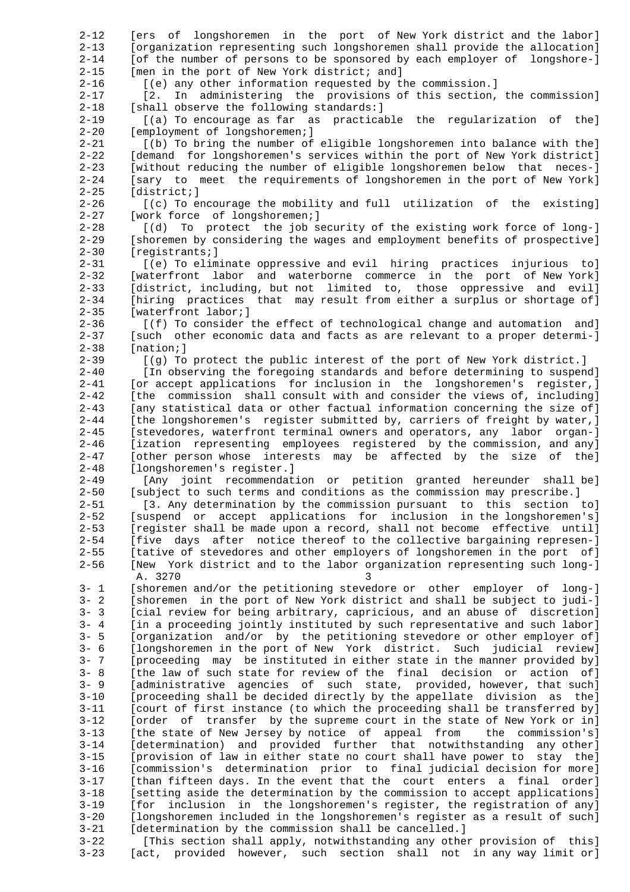[ers of longshoremen in the port of New York district and the labor]
[organization representing such longshoremen shall provide the allocation]
[of the number of persons to be sponsored by each employer of longshore-]
[men in the port of New York district; and]
[(e) any other information requested by the commission.]
[2. In administering the provisions of this section, the commission]
[shall observe the following standards:]
[(a) To encourage as far as practicable the regularization of the]
[employment of longshoremen;]
[(b) To bring the number of eligible longshoremen into balance with the]
[demand for longshoremen's services within the port of New York district]
[without reducing the number of eligible longshoremen below that neces-]
[sary to meet the requirements of longshoremen in the port of New York]
[district;]
[(c) To encourage the mobility and full utilization of the existing]
[work force of longshoremen;]
[(d) To protect the job security of the existing work force of long-]
[shoremen by considering the wages and employment benefits of prospective]
[registrants;]
[(e) To eliminate oppressive and evil hiring practices injurious to]
[waterfront labor and waterborne commerce in the port of New York]
[district, including, but not limited to, those oppressive and evil]
[hiring practices that may result from either a surplus or shortage of]
[waterfront labor;]
[(f) To consider the effect of technological change and automation and]
[such other economic data and facts as are relevant to a proper determi-]
[nation;]
[(g) To protect the public interest of the port of New York district.]
[In observing the foregoing standards and before determining to suspend]
[or accept applications for inclusion in the longshoremen's register,]
[the commission shall consult with and consider the views of, including]
[any statistical data or other factual information concerning the size of]
[the longshoremen's register submitted by, carriers of freight by water,]
[stevedores, waterfront terminal owners and operators, any labor organ-]
[ization representing employees registered by the commission, and any]
[other person whose interests may be affected by the size of the]
[longshoremen's register.]
[Any joint recommendation or petition granted hereunder shall be]
[subject to such terms and conditions as the commission may prescribe.]
[3. Any determination by the commission pursuant to this section to]
[suspend or accept applications for inclusion in the longshoremen's]
[register shall be made upon a record, shall not become effective until]
[five days after notice thereof to the collective bargaining represen-]
[tative of stevedores and other employers of longshoremen in the port of]
[New York district and to the labor organization representing such long-]
[shoremen and/or the petitioning stevedore or other employer of long-]
[shoremen in the port of New York district and shall be subject to judi-]
[cial review for being arbitrary, capricious, and an abuse of discretion]
[in a proceeding jointly instituted by such representative and such labor]
[organization and/or by the petitioning stevedore or other employer of]
[longshoremen in the port of New York district. Such judicial review]
[proceeding may be instituted in either state in the manner provided by]
[the law of such state for review of the final decision or action of]
[administrative agencies of such state, provided, however, that such]
[proceeding shall be decided directly by the appellate division as the]
[court of first instance (to which the proceeding shall be transferred by]
[order of transfer by the supreme court in the state of New York or in]
[the state of New Jersey by notice of appeal from the commission's]
[determination) and provided further that notwithstanding any other]
[provision of law in either state no court shall have power to stay the]
[commission's determination prior to final judicial decision for more]
[than fifteen days. In the event that the court enters a final order]
[setting aside the determination by the commission to accept applications]
[for inclusion in the longshoremen's register, the registration of any]
[longshoremen included in the longshoremen's register as a result of such]
[determination by the commission shall be cancelled.]
[This section shall apply, notwithstanding any other provision of this]
[act, provided however, such section shall not in any way limit or]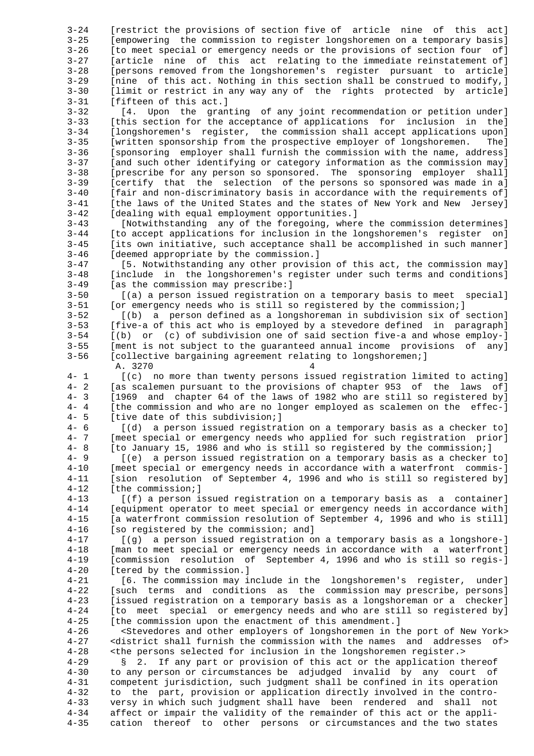3-24 [restrict the provisions of section five of article nine of this act]
3-25 [empowering the commission to register longshoremen on a temporary basis]
3-26 [to meet special or emergency needs or the provisions of section four of]
3-27 [article nine of this act relating to the immediate reinstatement of]
3-28 [persons removed from the longshoremen's register pursuant to article]
3-29 [nine of this act. Nothing in this section shall be construed to modify,]
3-30 [limit or restrict in any way any of the rights protected by article]
3-31 [fifteen of this act.]
3-32 [4. Upon the granting of any joint recommendation or petition under]
3-33 [this section for the acceptance of applications for inclusion in the]
3-34 [longshoremen's register, the commission shall accept applications upon]
3-35 [written sponsorship from the prospective employer of longshoremen. The]
3-36 [sponsoring employer shall furnish the commission with the name, address]
3-37 [and such other identifying or category information as the commission may]
3-38 [prescribe for any person so sponsored. The sponsoring employer shall]
3-39 [certify that the selection of the persons so sponsored was made in a]
3-40 [fair and non-discriminatory basis in accordance with the requirements of]
3-41 [the laws of the United States and the states of New York and New Jersey]
3-42 [dealing with equal employment opportunities.]
3-43 [Notwithstanding any of the foregoing, where the commission determines]
3-44 [to accept applications for inclusion in the longshoremen's register on]
3-45 [its own initiative, such acceptance shall be accomplished in such manner]
3-46 [deemed appropriate by the commission.]
3-47 [5. Notwithstanding any other provision of this act, the commission may]
3-48 [include in the longshoremen's register under such terms and conditions]
3-49 [as the commission may prescribe:]
3-50 [(a) a person issued registration on a temporary basis to meet special]
3-51 [or emergency needs who is still so registered by the commission;]
3-52 [(b) a person defined as a longshoreman in subdivision six of section]
3-53 [five-a of this act who is employed by a stevedore defined in paragraph]
3-54 [(b) or (c) of subdivision one of said section five-a and whose employ-]
3-55 [ment is not subject to the guaranteed annual income provisions of any]
3-56 [collective bargaining agreement relating to longshoremen;]

A. 3270

4- 1 [(c) no more than twenty persons issued registration limited to acting]
4- 2 [as scalemen pursuant to the provisions of chapter 953 of the laws of]
4- 3 [1969 and chapter 64 of the laws of 1982 who are still so registered by]
4- 4 [the commission and who are no longer employed as scalemen on the effec-]
4- 5 [tive date of this subdivision;]
4- 6 [(d) a person issued registration on a temporary basis as a checker to]
4- 7 [meet special or emergency needs who applied for such registration prior]
4- 8 [to January 15, 1986 and who is still so registered by the commission;]
4- 9 [(e) a person issued registration on a temporary basis as a checker to]
4-10 [meet special or emergency needs in accordance with a waterfront commis-]
4-11 [sion resolution of September 4, 1996 and who is still so registered by]
4-12 [the commission;]
4-13 [(f) a person issued registration on a temporary basis as a container]
4-14 [equipment operator to meet special or emergency needs in accordance with]
4-15 [a waterfront commission resolution of September 4, 1996 and who is still]
4-16 [so registered by the commission; and]
4-17 [(g) a person issued registration on a temporary basis as a longshore-]
4-18 [man to meet special or emergency needs in accordance with a waterfront]
4-19 [commission resolution of September 4, 1996 and who is still so regis-]
4-20 [tered by the commission.]
4-21 [6. The commission may include in the longshoremen's register, under]
4-22 [such terms and conditions as the commission may prescribe, persons]
4-23 [issued registration on a temporary basis as a longshoreman or a checker]
4-24 [to meet special or emergency needs and who are still so registered by]
4-25 [the commission upon the enactment of this amendment.]
4-26 <Stevedores and other employers of longshoremen in the port of New York>
4-27 <district shall furnish the commission with the names and addresses of>
4-28 <the persons selected for inclusion in the longshoremen register.>
4-29 § 2. If any part or provision of this act or the application thereof
4-30 to any person or circumstances be adjudged invalid by any court of
4-31 competent jurisdiction, such judgment shall be confined in its operation
4-32 to the part, provision or application directly involved in the contro-
4-33 versy in which such judgment shall have been rendered and shall not
4-34 affect or impair the validity of the remainder of this act or the appli-
4-35 cation thereof to other persons or circumstances and the two states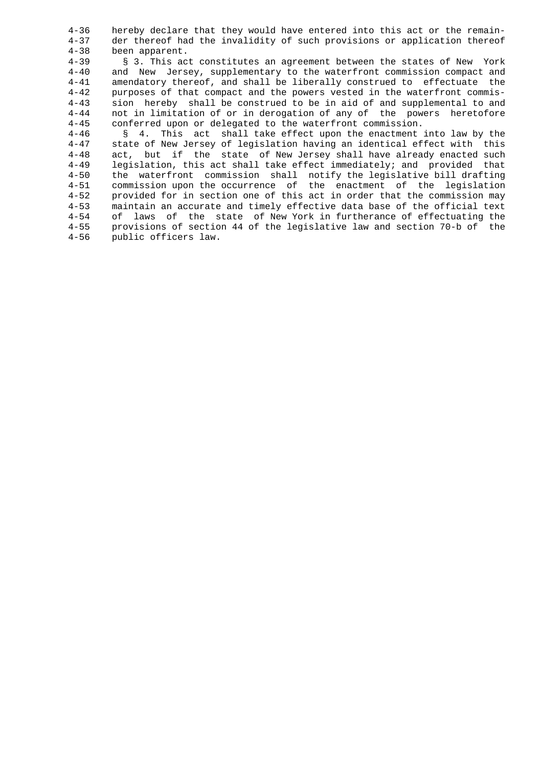hereby declare that they would have entered into this act or the remainder thereof had the invalidity of such provisions or application thereof been apparent.

§ 3. This act constitutes an agreement between the states of New York and New Jersey, supplementary to the waterfront commission compact and amendatory thereof, and shall be liberally construed to effectuate the purposes of that compact and the powers vested in the waterfront commission hereby shall be construed to be in aid of and supplemental to and not in limitation of or in derogation of any of the powers heretofore conferred upon or delegated to the waterfront commission.

§ 4. This act shall take effect upon the enactment into law by the state of New Jersey of legislation having an identical effect with this act, but if the state of New Jersey shall have already enacted such legislation, this act shall take effect immediately; and provided that the waterfront commission shall notify the legislative bill drafting commission upon the occurrence of the enactment of the legislation provided for in section one of this act in order that the commission may maintain an accurate and timely effective data base of the official text of laws of the state of New York in furtherance of effectuating the provisions of section 44 of the legislative law and section 70-b of the public officers law.